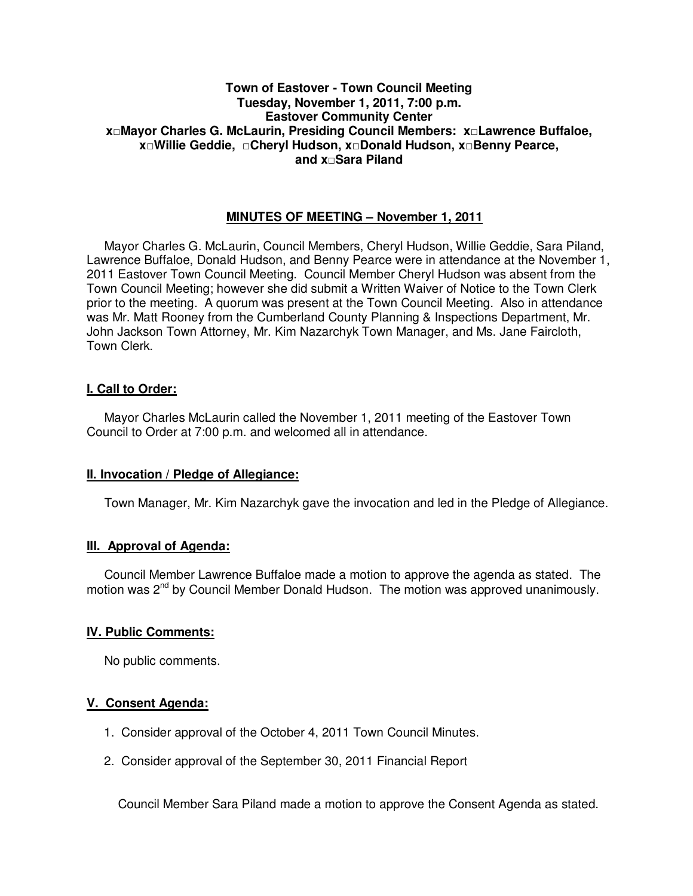**Town of Eastover - Town Council Meeting**
**Tuesday, November 1, 2011, 7:00 p.m.**
**Eastover Community Center**
**x□Mayor Charles G. McLaurin, Presiding Council Members: x□Lawrence Buffaloe, x□Willie Geddie, □Cheryl Hudson, x□Donald Hudson, x□Benny Pearce, and x□Sara Piland**

## MINUTES OF MEETING – November 1, 2011

Mayor Charles G. McLaurin, Council Members, Cheryl Hudson, Willie Geddie, Sara Piland, Lawrence Buffaloe, Donald Hudson, and Benny Pearce were in attendance at the November 1, 2011 Eastover Town Council Meeting. Council Member Cheryl Hudson was absent from the Town Council Meeting; however she did submit a Written Waiver of Notice to the Town Clerk prior to the meeting. A quorum was present at the Town Council Meeting. Also in attendance was Mr. Matt Rooney from the Cumberland County Planning & Inspections Department, Mr. John Jackson Town Attorney, Mr. Kim Nazarchyk Town Manager, and Ms. Jane Faircloth, Town Clerk.

### I. Call to Order:

Mayor Charles McLaurin called the November 1, 2011 meeting of the Eastover Town Council to Order at 7:00 p.m. and welcomed all in attendance.

### II. Invocation / Pledge of Allegiance:

Town Manager, Mr. Kim Nazarchyk gave the invocation and led in the Pledge of Allegiance.

### III. Approval of Agenda:

Council Member Lawrence Buffaloe made a motion to approve the agenda as stated. The motion was 2nd by Council Member Donald Hudson. The motion was approved unanimously.

### IV. Public Comments:

No public comments.

### V. Consent Agenda:

1. Consider approval of the October 4, 2011 Town Council Minutes.
2. Consider approval of the September 30, 2011 Financial Report

Council Member Sara Piland made a motion to approve the Consent Agenda as stated.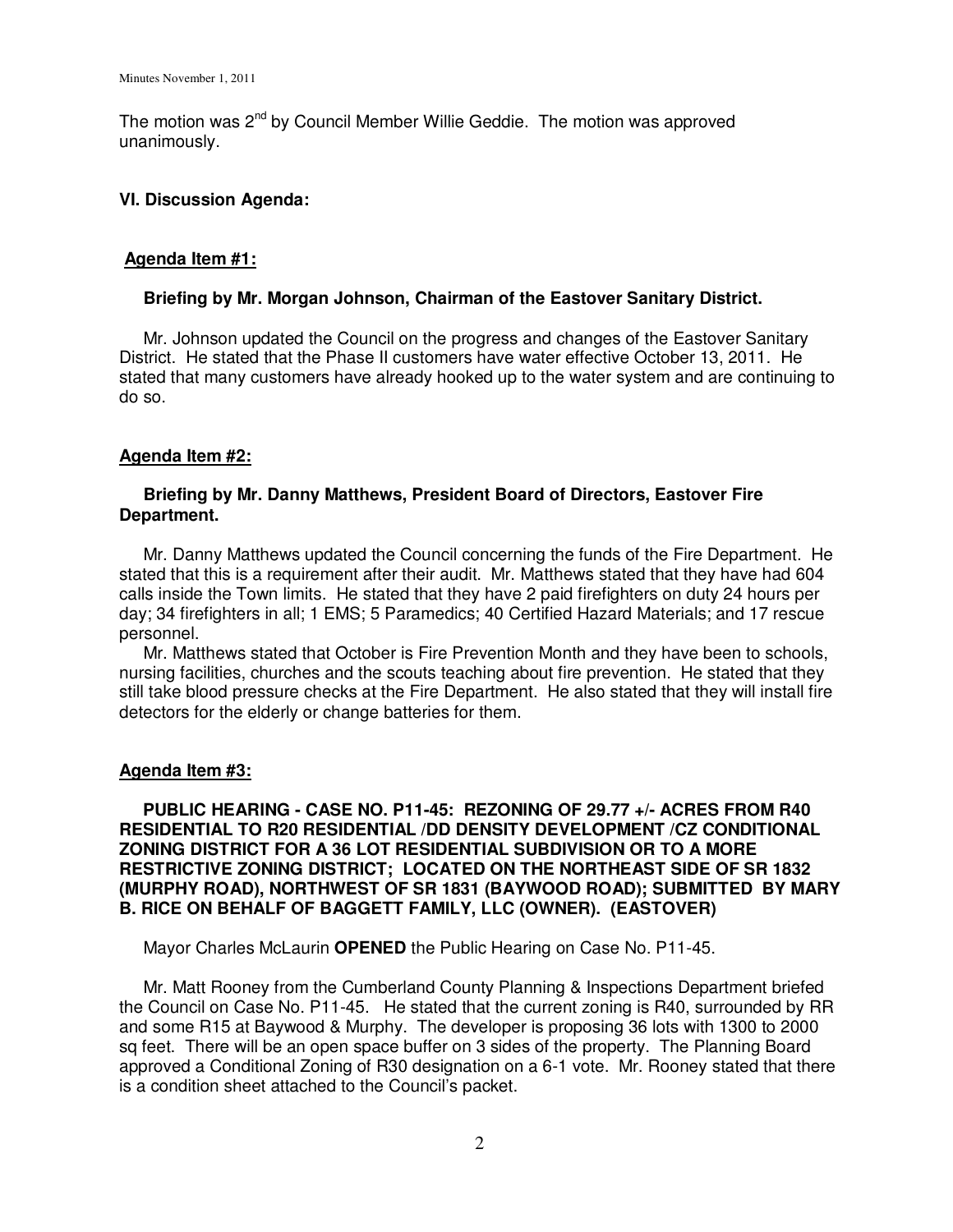The motion was 2nd by Council Member Willie Geddie. The motion was approved unanimously.

## VI. Discussion Agenda:

### Agenda Item #1:

**Briefing by Mr. Morgan Johnson, Chairman of the Eastover Sanitary District.**

Mr. Johnson updated the Council on the progress and changes of the Eastover Sanitary District. He stated that the Phase II customers have water effective October 13, 2011. He stated that many customers have already hooked up to the water system and are continuing to do so.

### Agenda Item #2:

**Briefing by Mr. Danny Matthews, President Board of Directors, Eastover Fire Department.**

Mr. Danny Matthews updated the Council concerning the funds of the Fire Department. He stated that this is a requirement after their audit. Mr. Matthews stated that they have had 604 calls inside the Town limits. He stated that they have 2 paid firefighters on duty 24 hours per day; 34 firefighters in all; 1 EMS; 5 Paramedics; 40 Certified Hazard Materials; and 17 rescue personnel.

Mr. Matthews stated that October is Fire Prevention Month and they have been to schools, nursing facilities, churches and the scouts teaching about fire prevention. He stated that they still take blood pressure checks at the Fire Department. He also stated that they will install fire detectors for the elderly or change batteries for them.

### Agenda Item #3:

**PUBLIC HEARING - CASE NO. P11-45: REZONING OF 29.77 +/- ACRES FROM R40 RESIDENTIAL TO R20 RESIDENTIAL /DD DENSITY DEVELOPMENT /CZ CONDITIONAL ZONING DISTRICT FOR A 36 LOT RESIDENTIAL SUBDIVISION OR TO A MORE RESTRICTIVE ZONING DISTRICT; LOCATED ON THE NORTHEAST SIDE OF SR 1832 (MURPHY ROAD), NORTHWEST OF SR 1831 (BAYWOOD ROAD); SUBMITTED BY MARY B. RICE ON BEHALF OF BAGGETT FAMILY, LLC (OWNER). (EASTOVER)**

Mayor Charles McLaurin **OPENED** the Public Hearing on Case No. P11-45.

Mr. Matt Rooney from the Cumberland County Planning & Inspections Department briefed the Council on Case No. P11-45. He stated that the current zoning is R40, surrounded by RR and some R15 at Baywood & Murphy. The developer is proposing 36 lots with 1300 to 2000 sq feet. There will be an open space buffer on 3 sides of the property. The Planning Board approved a Conditional Zoning of R30 designation on a 6-1 vote. Mr. Rooney stated that there is a condition sheet attached to the Council's packet.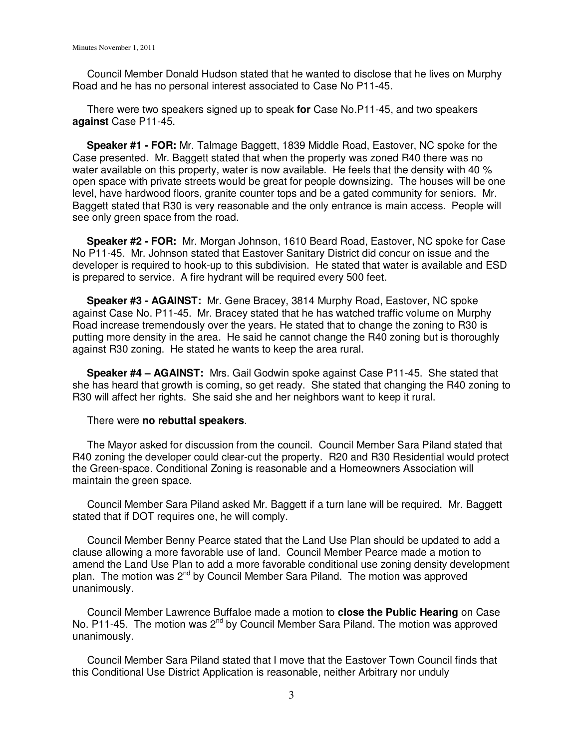Council Member Donald Hudson stated that he wanted to disclose that he lives on Murphy Road and he has no personal interest associated to Case No P11-45.

There were two speakers signed up to speak **for** Case No.P11-45, and two speakers **against** Case P11-45.

**Speaker #1 - FOR:** Mr. Talmage Baggett, 1839 Middle Road, Eastover, NC spoke for the Case presented. Mr. Baggett stated that when the property was zoned R40 there was no water available on this property, water is now available. He feels that the density with 40 % open space with private streets would be great for people downsizing. The houses will be one level, have hardwood floors, granite counter tops and be a gated community for seniors. Mr. Baggett stated that R30 is very reasonable and the only entrance is main access. People will see only green space from the road.

**Speaker #2 - FOR:** Mr. Morgan Johnson, 1610 Beard Road, Eastover, NC spoke for Case No P11-45. Mr. Johnson stated that Eastover Sanitary District did concur on issue and the developer is required to hook-up to this subdivision. He stated that water is available and ESD is prepared to service. A fire hydrant will be required every 500 feet.

**Speaker #3 - AGAINST:** Mr. Gene Bracey, 3814 Murphy Road, Eastover, NC spoke against Case No. P11-45. Mr. Bracey stated that he has watched traffic volume on Murphy Road increase tremendously over the years. He stated that to change the zoning to R30 is putting more density in the area. He said he cannot change the R40 zoning but is thoroughly against R30 zoning. He stated he wants to keep the area rural.

**Speaker #4 – AGAINST:** Mrs. Gail Godwin spoke against Case P11-45. She stated that she has heard that growth is coming, so get ready. She stated that changing the R40 zoning to R30 will affect her rights. She said she and her neighbors want to keep it rural.

There were **no rebuttal speakers**.

The Mayor asked for discussion from the council. Council Member Sara Piland stated that R40 zoning the developer could clear-cut the property. R20 and R30 Residential would protect the Green-space. Conditional Zoning is reasonable and a Homeowners Association will maintain the green space.

Council Member Sara Piland asked Mr. Baggett if a turn lane will be required. Mr. Baggett stated that if DOT requires one, he will comply.

Council Member Benny Pearce stated that the Land Use Plan should be updated to add a clause allowing a more favorable use of land. Council Member Pearce made a motion to amend the Land Use Plan to add a more favorable conditional use zoning density development plan. The motion was 2nd by Council Member Sara Piland. The motion was approved unanimously.

Council Member Lawrence Buffaloe made a motion to **close the Public Hearing** on Case No. P11-45. The motion was 2nd by Council Member Sara Piland. The motion was approved unanimously.

Council Member Sara Piland stated that I move that the Eastover Town Council finds that this Conditional Use District Application is reasonable, neither Arbitrary nor unduly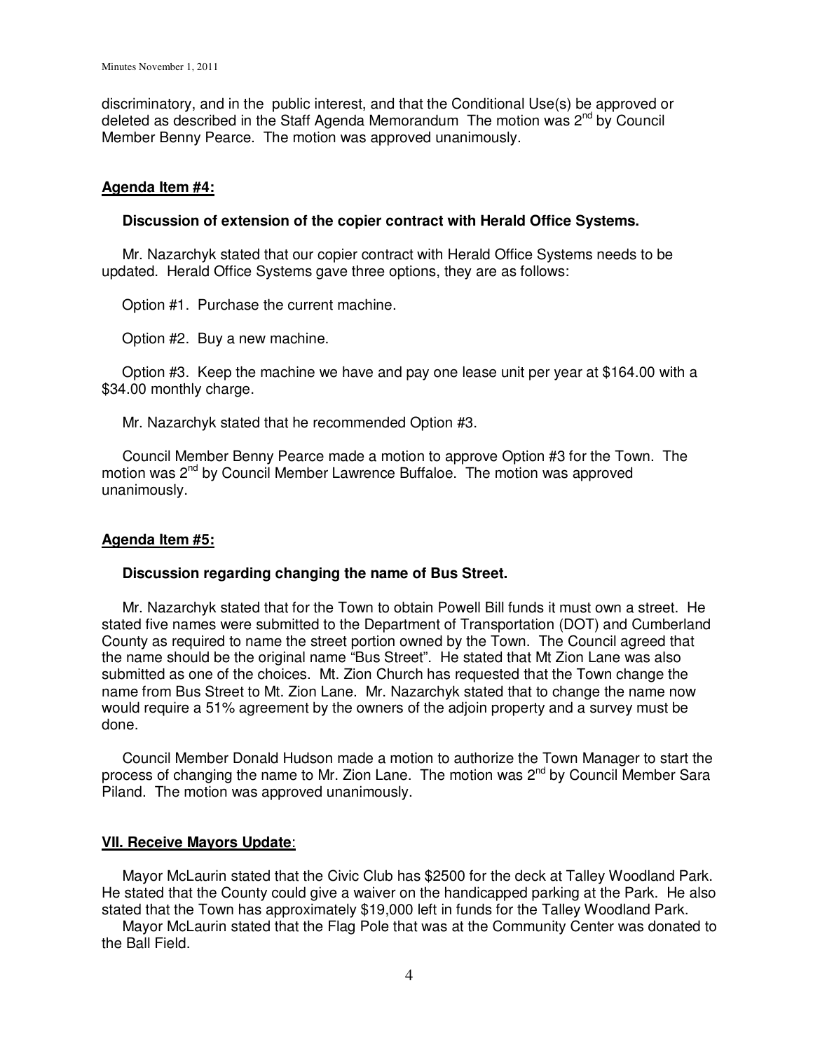discriminatory, and in the public interest, and that the Conditional Use(s) be approved or deleted as described in the Staff Agenda Memorandum The motion was 2nd by Council Member Benny Pearce. The motion was approved unanimously.

**Agenda Item #4:**

**Discussion of extension of the copier contract with Herald Office Systems.**

Mr. Nazarchyk stated that our copier contract with Herald Office Systems needs to be updated. Herald Office Systems gave three options, they are as follows:

Option #1. Purchase the current machine.

Option #2. Buy a new machine.

Option #3. Keep the machine we have and pay one lease unit per year at $164.00 with a $34.00 monthly charge.

Mr. Nazarchyk stated that he recommended Option #3.

Council Member Benny Pearce made a motion to approve Option #3 for the Town. The motion was 2nd by Council Member Lawrence Buffaloe. The motion was approved unanimously.

**Agenda Item #5:**

**Discussion regarding changing the name of Bus Street.**

Mr. Nazarchyk stated that for the Town to obtain Powell Bill funds it must own a street. He stated five names were submitted to the Department of Transportation (DOT) and Cumberland County as required to name the street portion owned by the Town. The Council agreed that the name should be the original name "Bus Street". He stated that Mt Zion Lane was also submitted as one of the choices. Mt. Zion Church has requested that the Town change the name from Bus Street to Mt. Zion Lane. Mr. Nazarchyk stated that to change the name now would require a 51% agreement by the owners of the adjoin property and a survey must be done.

Council Member Donald Hudson made a motion to authorize the Town Manager to start the process of changing the name to Mr. Zion Lane. The motion was 2nd by Council Member Sara Piland. The motion was approved unanimously.

**VII. Receive Mayors Update:**

Mayor McLaurin stated that the Civic Club has $2500 for the deck at Talley Woodland Park. He stated that the County could give a waiver on the handicapped parking at the Park. He also stated that the Town has approximately $19,000 left in funds for the Talley Woodland Park.

Mayor McLaurin stated that the Flag Pole that was at the Community Center was donated to the Ball Field.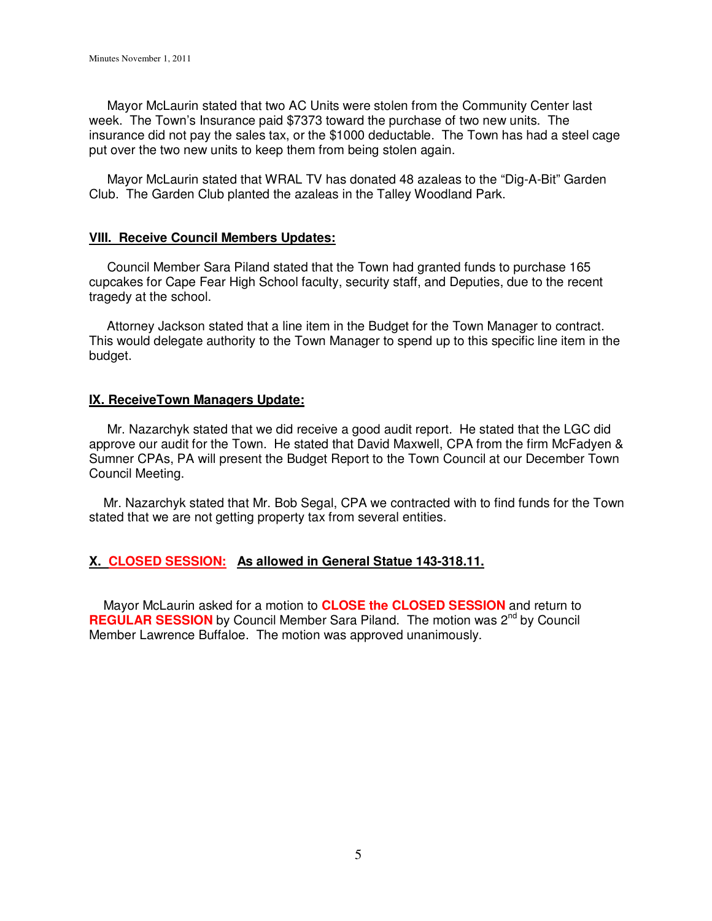Mayor McLaurin stated that two AC Units were stolen from the Community Center last week. The Town's Insurance paid $7373 toward the purchase of two new units. The insurance did not pay the sales tax, or the $1000 deductable. The Town has had a steel cage put over the two new units to keep them from being stolen again.

Mayor McLaurin stated that WRAL TV has donated 48 azaleas to the "Dig-A-Bit" Garden Club. The Garden Club planted the azaleas in the Talley Woodland Park.

## VIII. Receive Council Members Updates:

Council Member Sara Piland stated that the Town had granted funds to purchase 165 cupcakes for Cape Fear High School faculty, security staff, and Deputies, due to the recent tragedy at the school.

Attorney Jackson stated that a line item in the Budget for the Town Manager to contract. This would delegate authority to the Town Manager to spend up to this specific line item in the budget.

## IX. ReceiveTown Managers Update:

Mr. Nazarchyk stated that we did receive a good audit report. He stated that the LGC did approve our audit for the Town. He stated that David Maxwell, CPA from the firm McFadyen & Sumner CPAs, PA will present the Budget Report to the Town Council at our December Town Council Meeting.

Mr. Nazarchyk stated that Mr. Bob Segal, CPA we contracted with to find funds for the Town stated that we are not getting property tax from several entities.

## X. CLOSED SESSION: As allowed in General Statue 143-318.11.

Mayor McLaurin asked for a motion to **CLOSE the CLOSED SESSION** and return to **REGULAR SESSION** by Council Member Sara Piland. The motion was 2nd by Council Member Lawrence Buffaloe. The motion was approved unanimously.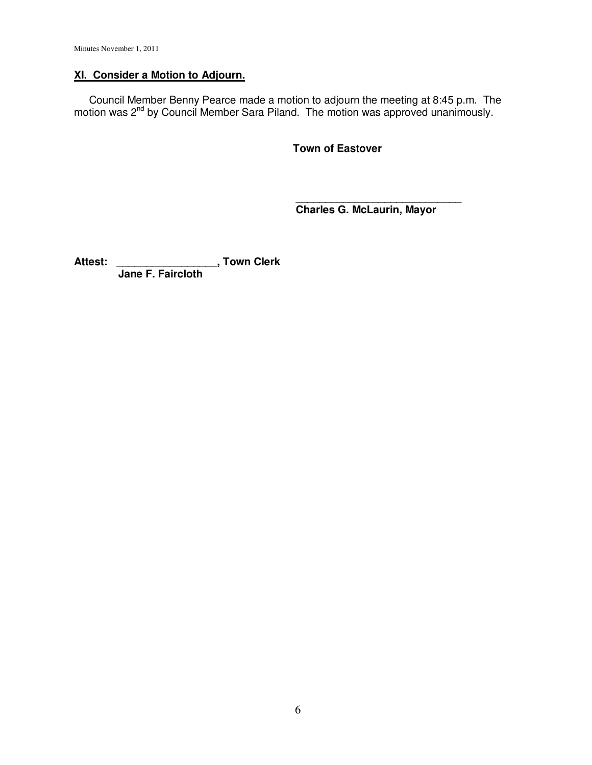## XI. Consider a Motion to Adjourn.

Council Member Benny Pearce made a motion to adjourn the meeting at 8:45 p.m. The motion was 2nd by Council Member Sara Piland. The motion was approved unanimously.

**Town of Eastover**

______________________________
**Charles G. McLaurin, Mayor**

**Attest: _________________, Town Clerk**
**Jane F. Faircloth**